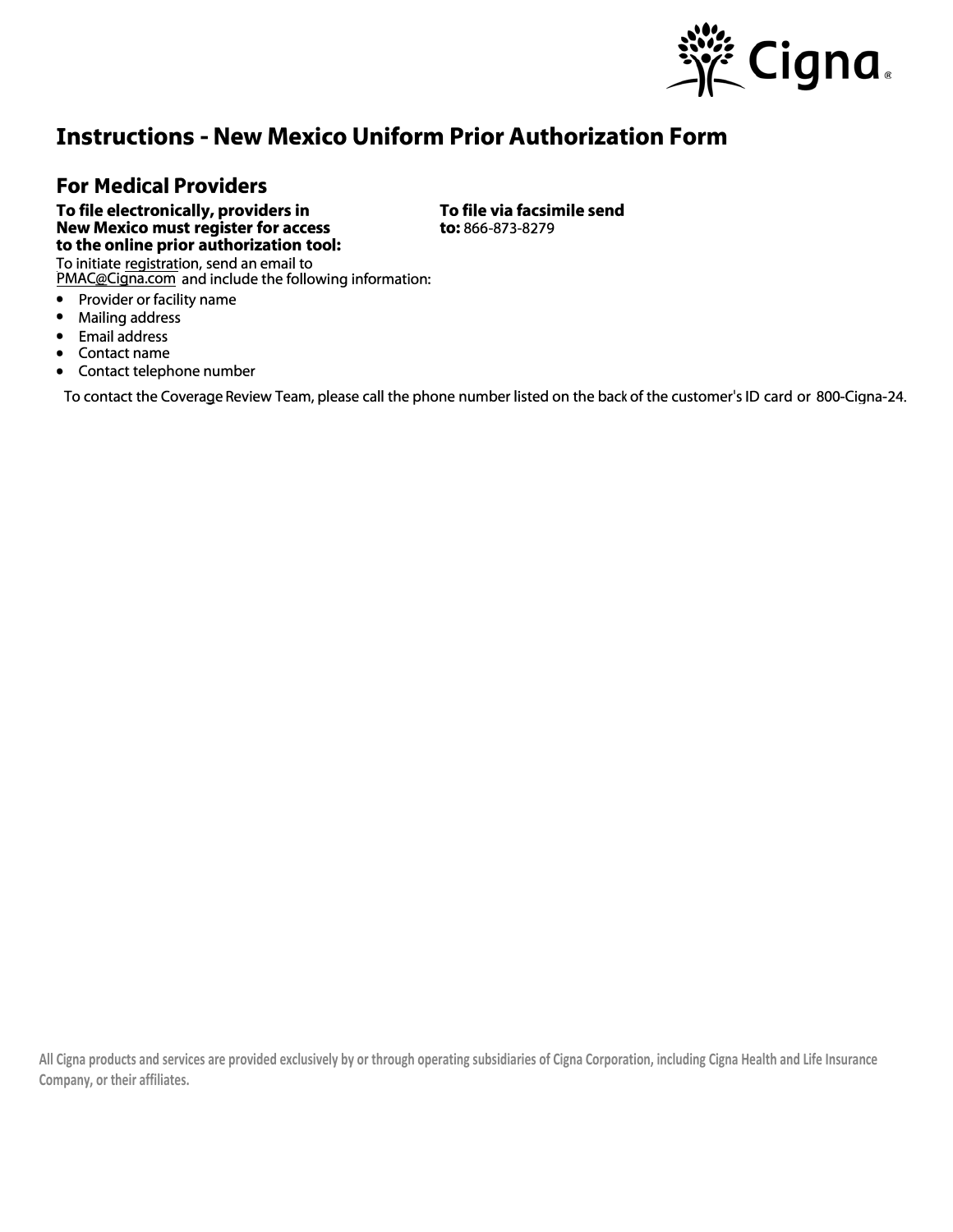# Instructions - New Mexico Uniform Prior Authorization Form

## For Medical Providers

**To file electronically, providers in New Mexico must register for access to the online prior authorization tool:**

To initiate registration, send an email to PMAC@Cigna.com and include the following information:

- Provider or facility name
- Mailing address
- Email address
- Contact name
- Contact telephone number

**To file via facsimile send to:** 866-873-8279

To contact the Coverage Review Team, please call the phone number listed on the back of the customer's ID card or 800-Cigna-24.

All Cigna products and services are provided exclusively by or through operating subsidiaries of Cigna Corporation, including Cigna Health and Life Insurance Company, or their affiliates.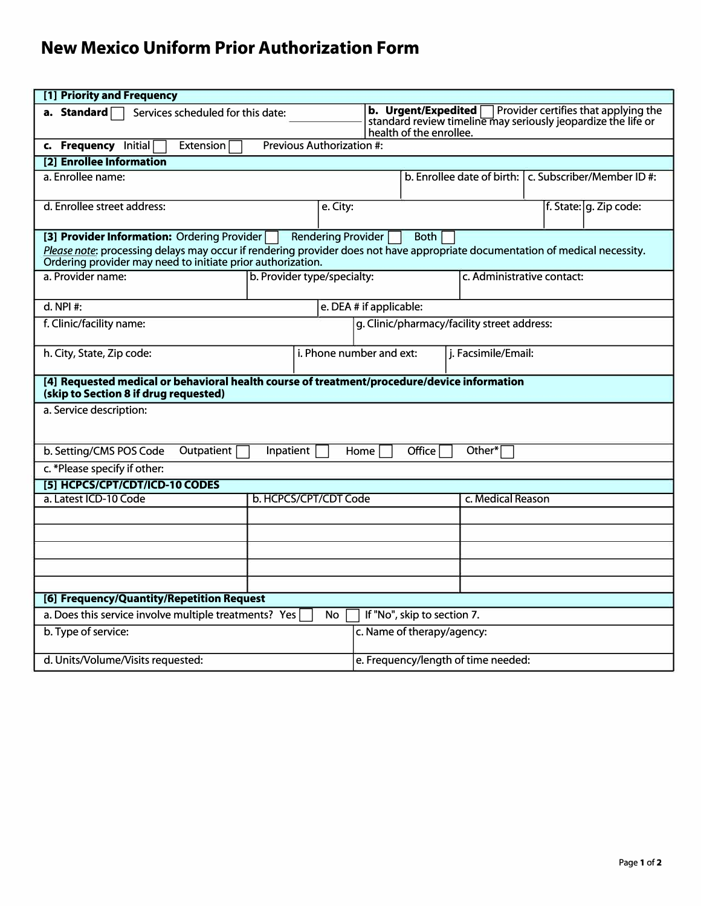# New Mexico Uniform Prior Authorization Form

| **[1] Priority and Frequency** | |
|---|---|
| **a. Standard** ☐ Services scheduled for this date: ______ | **b. Urgent/Expedited** ☐ Provider certifies that applying the standard review timeline may seriously jeopardize the life or health of the enrollee. |
| **c. Frequency** Initial ☐ Extension ☐ Previous Authorization #: | |

| **[2] Enrollee Information** | | |
|---|---|---|
| a. Enrollee name: | b. Enrollee date of birth: | c. Subscriber/Member ID #: |
| d. Enrollee street address: | e. City: | f. State: g. Zip code: |

| **[3] Provider Information:** Ordering Provider ☐ Rendering Provider ☐ Both ☐ <br> *Please note*: processing delays may occur if rendering provider does not have appropriate documentation of medical necessity. Ordering provider may need to initiate prior authorization. | | |
|---|---|---|
| a. Provider name: | b. Provider type/specialty: | c. Administrative contact: |
| d. NPI #: | e. DEA # if applicable: | |
| f. Clinic/facility name: | g. Clinic/pharmacy/facility street address: | |
| h. City, State, Zip code: | i. Phone number and ext: | j. Facsimile/Email: |

| **[4] Requested medical or behavioral health course of treatment/procedure/device information (skip to Section 8 if drug requested)** |
|---|
| a. Service description: |
| b. Setting/CMS POS Code Outpatient ☐ Inpatient ☐ Home ☐ Office ☐ Other* ☐ |
| c. *Please specify if other: |

| **[5] HCPCS/CPT/CDT/ICD-10 CODES** | | |
|---|---|---|
| a. Latest ICD-10 Code | b. HCPCS/CPT/CDT Code | c. Medical Reason |
| | | |
| | | |
| | | |
| | | |
| | | |

| **[6] Frequency/Quantity/Repetition Request** | |
|---|---|
| a. Does this service involve multiple treatments? Yes ☐ No ☐ If "No", skip to section 7. | |
| b. Type of service: | c. Name of therapy/agency: |
| d. Units/Volume/Visits requested: | e. Frequency/length of time needed: |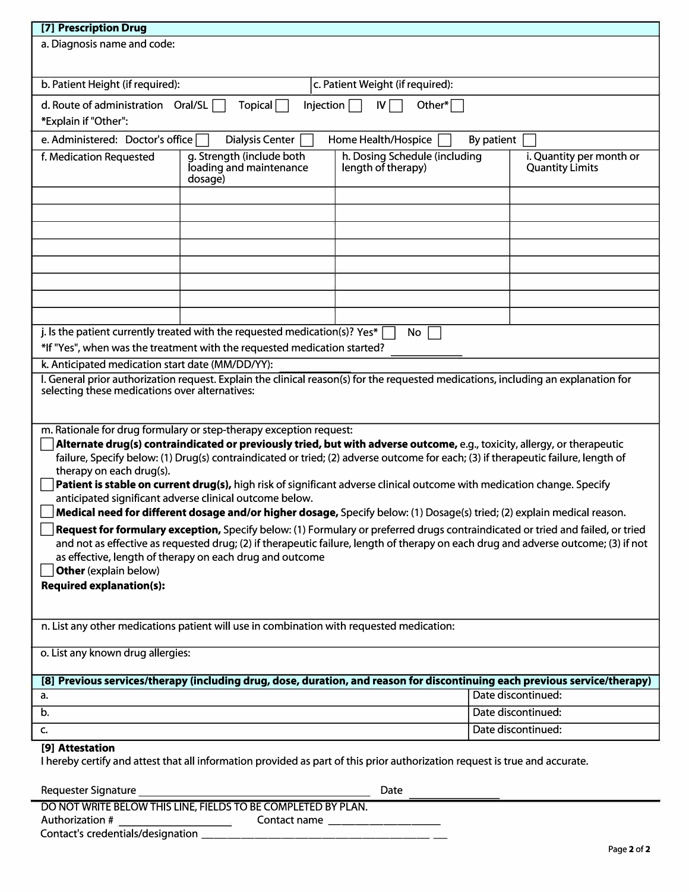## [7] Prescription Drug

a. Diagnosis name and code:

b. Patient Height (if required):

c. Patient Weight (if required):

d. Route of administration Oral/SL ☐ Topical ☐ Injection ☐ IV ☐ Other* ☐

*Explain if "Other":

e. Administered: Doctor's office ☐ Dialysis Center ☐ Home Health/Hospice ☐ By patient ☐

| f. Medication Requested | g. Strength (include both loading and maintenance dosage) | h. Dosing Schedule (including length of therapy) | i. Quantity per month or Quantity Limits |
|---|---|---|---|
| | | | |
| | | | |
| | | | |
| | | | |
| | | | |
| | | | |
| | | | |
| | | | |

j. Is the patient currently treated with the requested medication(s)? Yes* ☐ No ☐

*If "Yes", when was the treatment with the requested medication started? ____________

k. Anticipated medication start date (MM/DD/YY): ____________

l. General prior authorization request. Explain the clinical reason(s) for the requested medications, including an explanation for selecting these medications over alternatives:

m. Rationale for drug formulary or step-therapy exception request:

☐ **Alternate drug(s) contraindicated or previously tried, but with adverse outcome,** e.g., toxicity, allergy, or therapeutic failure, Specify below: (1) Drug(s) contraindicated or tried; (2) adverse outcome for each; (3) if therapeutic failure, length of therapy on each drug(s).

☐ **Patient is stable on current drug(s),** high risk of significant adverse clinical outcome with medication change. Specify anticipated significant adverse clinical outcome below.

☐ **Medical need for different dosage and/or higher dosage,** Specify below: (1) Dosage(s) tried; (2) explain medical reason.

☐ **Request for formulary exception,** Specify below: (1) Formulary or preferred drugs contraindicated or tried and failed, or tried and not as effective as requested drug; (2) if therapeutic failure, length of therapy on each drug and adverse outcome; (3) if not as effective, length of therapy on each drug and outcome

☐ **Other** (explain below)

**Required explanation(s):**

n. List any other medications patient will use in combination with requested medication:

o. List any known drug allergies:

## [8] Previous services/therapy (including drug, dose, duration, and reason for discontinuing each previous service/therapy)

| | |
|---|---|
| a. | Date discontinued: |
| b. | Date discontinued: |
| c. | Date discontinued: |

## [9] Attestation

I hereby certify and attest that all information provided as part of this prior authorization request is true and accurate.

Requester Signature ________________________________________ Date ________________

DO NOT WRITE BELOW THIS LINE, FIELDS TO BE COMPLETED BY PLAN.

Authorization # ____________________ Contact name ____________________

Contact's credentials/designation __________________________________________